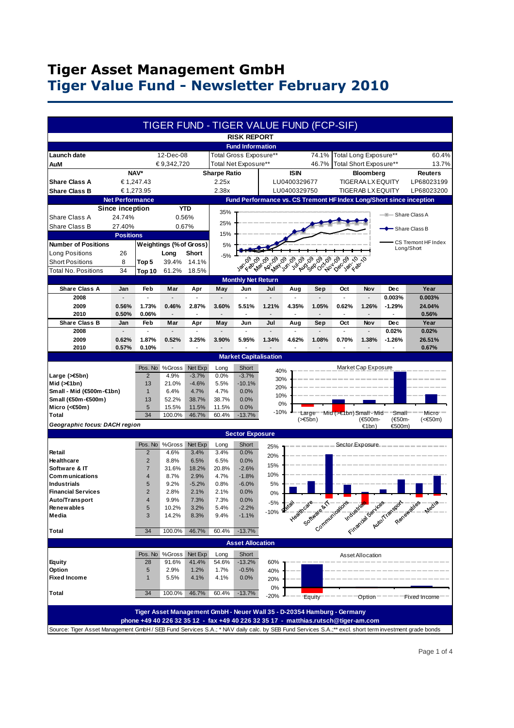# Tiger Asset Management GmbH

## Tiger Value Fund - Newsletter February 2010

## TIGER FUND - TIGER VALUE FUND (FCP-SIF)

### RISK REPORT

#### Fund Information

| | | | | | |
|---|---|---|---|---|---|
| **Launch date** | 12-Dec-08 | Total Gross Exposure** | 74.1% | Total Long Exposure** | 60.4% |
| **AuM** | € 9,342,720 | Total Net Exposure** | 46.7% | Total Short Exposure** | 13.7% |

| | NAV* | Sharpe Ratio | ISIN | Bloomberg | Reuters |
|---|---|---|---|---|---|
| **Share Class A** | € 1,247.43 | 2.25x | LU0400329677 | TIGERAA LX EQUITY | LP68023199 |
| **Share Class B** | € 1,273.95 | 2.38x | LU0400329750 | TIGERAB LX EQUITY | LP68023200 |

#### Net Performance

| | Since inception | YTD |
|---|---|---|
| Share Class A | 24.74% | 0.56% |
| Share Class B | 27.40% | 0.67% |

#### Positions

| Number of Positions | | Weightings (% of Gross) | Long | Short |
|---|---|---|---|---|
| Long Positions | 26 | | | |
| Short Positions | 8 | Top 5 | 39.4% | 14.1% |
| Total No. Positions | 34 | Top 10 | 61.2% | 18.5% |

#### Fund Performance vs. CS Tremont HF Index Long/Short since inception

Chart series: Share Class A, Share Class B, CS Tremont HF Index Long/Short (Jan-09 to Feb-10)

#### Monthly Net Return

| Share Class A | Jan | Feb | Mar | Apr | May | Jun | Jul | Aug | Sep | Oct | Nov | Dec | Year |
|---|---|---|---|---|---|---|---|---|---|---|---|---|---|
| 2008 | - | - | - | - | - | - | - | - | - | - | - | 0.003% | 0.003% |
| 2009 | 0.56% | 1.73% | 0.46% | 2.87% | 3.60% | 5.51% | 1.21% | 4.35% | 1.05% | 0.62% | 1.26% | -1.29% | 24.04% |
| 2010 | 0.50% | 0.06% | - | - | - | - | - | - | - | - | - | - | 0.56% |
| **Share Class B** | **Jan** | **Feb** | **Mar** | **Apr** | **May** | **Jun** | **Jul** | **Aug** | **Sep** | **Oct** | **Nov** | **Dec** | **Year** |
| 2008 | - | - | - | - | - | - | - | - | - | - | - | 0.02% | 0.02% |
| 2009 | 0.62% | 1.87% | 0.52% | 3.25% | 3.90% | 5.95% | 1.34% | 4.62% | 1.08% | 0.70% | 1.38% | -1.26% | 26.51% |
| 2010 | 0.57% | 0.10% | - | - | - | - | - | - | - | - | - | - | 0.67% |

#### Market Capitalisation

| | Pos. No | %Gross | Net Exp | Long | Short |
|---|---|---|---|---|---|
| **Large (>€5bn)** | 2 | 4.9% | -3.7% | 0.0% | -3.7% |
| **Mid (>€1bn)** | 13 | 21.0% | -4.6% | 5.5% | -10.1% |
| **Small - Mid (€500m-€1bn)** | 1 | 6.4% | 4.7% | 4.7% | 0.0% |
| **Small (€50m-€500m)** | 13 | 52.2% | 38.7% | 38.7% | 0.0% |
| **Micro (<€50m)** | 5 | 15.5% | 11.5% | 11.5% | 0.0% |
| **Total** | 34 | 100.0% | 46.7% | 60.4% | -13.7% |

*Geographic focus: DACH region*

#### Sector Exposure

| | Pos. No | %Gross | Net Exp | Long | Short |
|---|---|---|---|---|---|
| **Retail** | 2 | 4.6% | 3.4% | 3.4% | 0.0% |
| **Healthcare** | 2 | 8.8% | 6.5% | 6.5% | 0.0% |
| **Software & IT** | 7 | 31.6% | 18.2% | 20.8% | -2.6% |
| **Communications** | 4 | 8.7% | 2.9% | 4.7% | -1.8% |
| **Industrials** | 5 | 9.2% | -5.2% | 0.8% | -6.0% |
| **Financial Services** | 2 | 2.8% | 2.1% | 2.1% | 0.0% |
| **Auto/Transport** | 4 | 9.9% | 7.3% | 7.3% | 0.0% |
| **Renewables** | 5 | 10.2% | 3.2% | 5.4% | -2.2% |
| **Media** | 3 | 14.2% | 8.3% | 9.4% | -1.1% |
| **Total** | 34 | 100.0% | 46.7% | 60.4% | -13.7% |

#### Asset Allocation

| | Pos. No | %Gross | Net Exp | Long | Short |
|---|---|---|---|---|---|
| **Equity** | 28 | 91.6% | 41.4% | 54.6% | -13.2% |
| **Option** | 5 | 2.9% | 1.2% | 1.7% | -0.5% |
| **Fixed Income** | 1 | 5.5% | 4.1% | 4.1% | 0.0% |
| **Total** | 34 | 100.0% | 46.7% | 60.4% | -13.7% |

**Tiger Asset Management GmbH - Neuer Wall 35 - D-20354 Hamburg - Germany**
**phone +49 40 226 32 35 12 - fax +49 40 226 32 35 17 - matthias.rutsch@tiger-am.com**

Source: Tiger Asset Management GmbH / SEB Fund Services S.A.; * NAV daily calc. by SEB Fund Services S.A.;** excl. short term investment grade bonds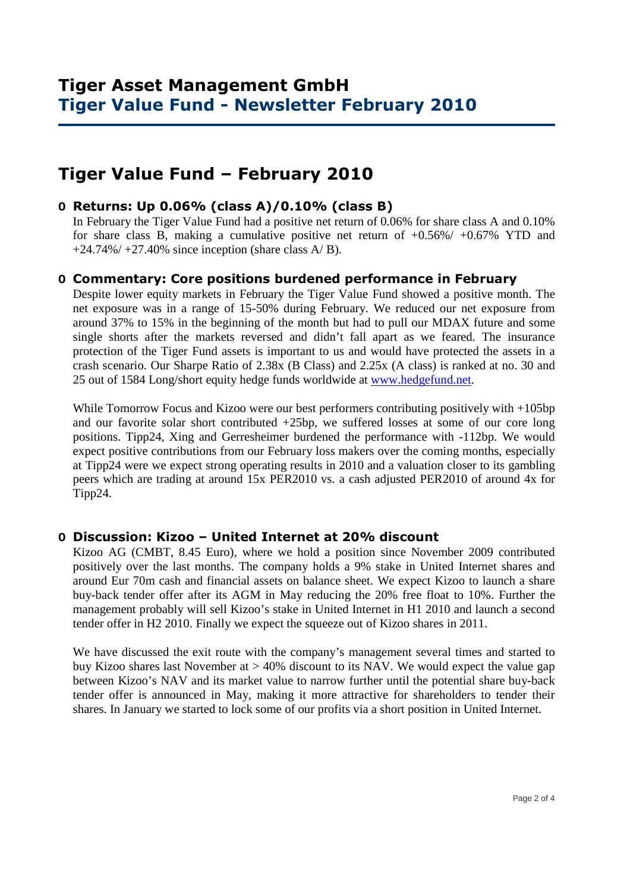# Tiger Asset Management GmbH
## Tiger Value Fund - Newsletter February 2010

# Tiger Value Fund – February 2010

- **Returns: Up 0.06% (class A)/0.10% (class B)**

  In February the Tiger Value Fund had a positive net return of 0.06% for share class A and 0.10% for share class B, making a cumulative positive net return of +0.56%/ +0.67% YTD and +24.74%/ +27.40% since inception (share class A/ B).

- **Commentary: Core positions burdened performance in February**

  Despite lower equity markets in February the Tiger Value Fund showed a positive month. The net exposure was in a range of 15-50% during February. We reduced our net exposure from around 37% to 15% in the beginning of the month but had to pull our MDAX future and some single shorts after the markets reversed and didn't fall apart as we feared. The insurance protection of the Tiger Fund assets is important to us and would have protected the assets in a crash scenario. Our Sharpe Ratio of 2.38x (B Class) and 2.25x (A class) is ranked at no. 30 and 25 out of 1584 Long/short equity hedge funds worldwide at [www.hedgefund.net](http://www.hedgefund.net).

  While Tomorrow Focus and Kizoo were our best performers contributing positively with +105bp and our favorite solar short contributed +25bp, we suffered losses at some of our core long positions. Tipp24, Xing and Gerresheimer burdened the performance with -112bp. We would expect positive contributions from our February loss makers over the coming months, especially at Tipp24 were we expect strong operating results in 2010 and a valuation closer to its gambling peers which are trading at around 15x PER2010 vs. a cash adjusted PER2010 of around 4x for Tipp24.

- **Discussion: Kizoo – United Internet at 20% discount**

  Kizoo AG (CMBT, 8.45 Euro), where we hold a position since November 2009 contributed positively over the last months. The company holds a 9% stake in United Internet shares and around Eur 70m cash and financial assets on balance sheet. We expect Kizoo to launch a share buy-back tender offer after its AGM in May reducing the 20% free float to 10%. Further the management probably will sell Kizoo's stake in United Internet in H1 2010 and launch a second tender offer in H2 2010. Finally we expect the squeeze out of Kizoo shares in 2011.

  We have discussed the exit route with the company's management several times and started to buy Kizoo shares last November at > 40% discount to its NAV. We would expect the value gap between Kizoo's NAV and its market value to narrow further until the potential share buy-back tender offer is announced in May, making it more attractive for shareholders to tender their shares. In January we started to lock some of our profits via a short position in United Internet.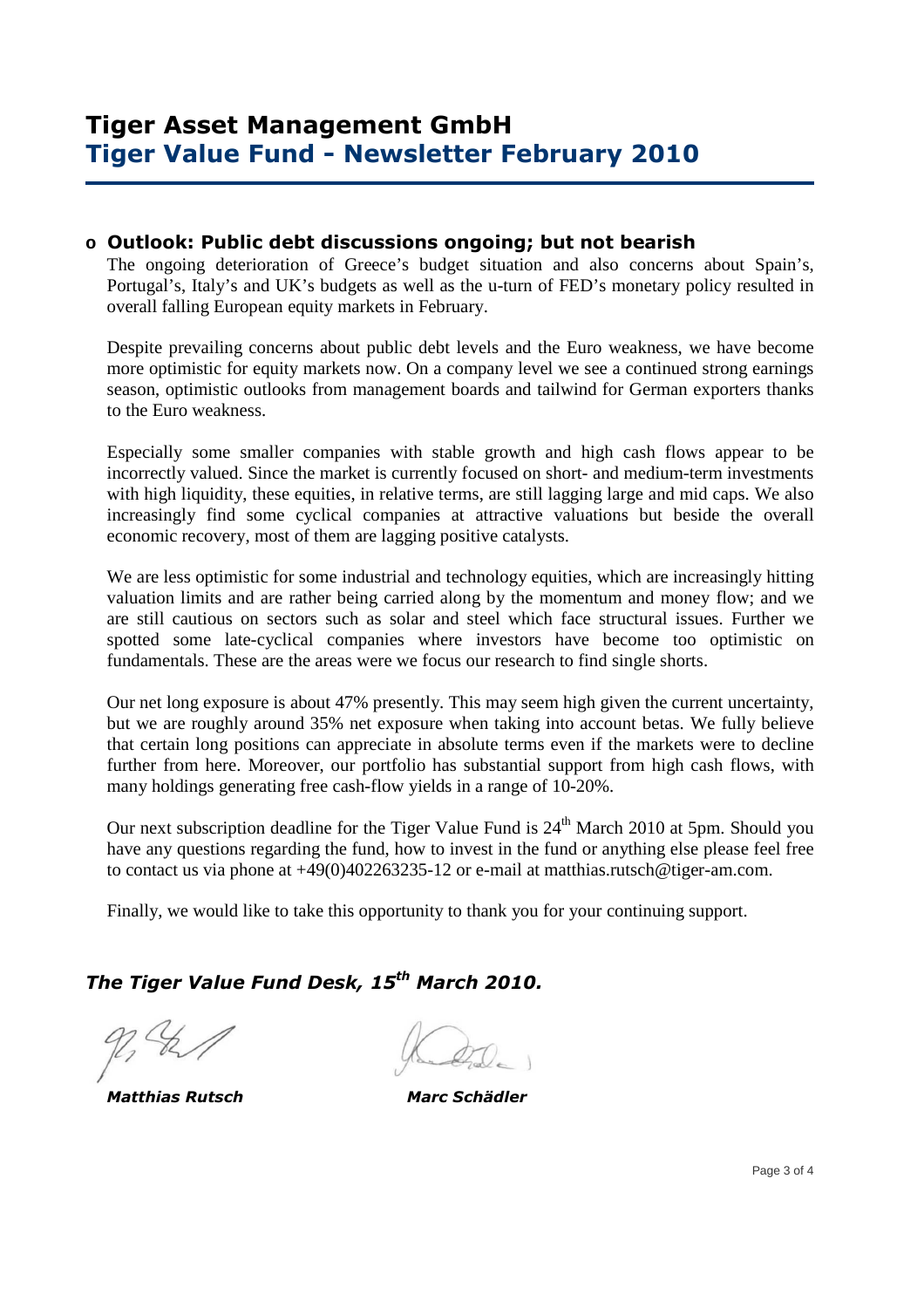# Tiger Asset Management GmbH
## Tiger Value Fund - Newsletter February 2010

- **Outlook: Public debt discussions ongoing; but not bearish**

  The ongoing deterioration of Greece's budget situation and also concerns about Spain's, Portugal's, Italy's and UK's budgets as well as the u-turn of FED's monetary policy resulted in overall falling European equity markets in February.

  Despite prevailing concerns about public debt levels and the Euro weakness, we have become more optimistic for equity markets now. On a company level we see a continued strong earnings season, optimistic outlooks from management boards and tailwind for German exporters thanks to the Euro weakness.

  Especially some smaller companies with stable growth and high cash flows appear to be incorrectly valued. Since the market is currently focused on short- and medium-term investments with high liquidity, these equities, in relative terms, are still lagging large and mid caps. We also increasingly find some cyclical companies at attractive valuations but beside the overall economic recovery, most of them are lagging positive catalysts.

  We are less optimistic for some industrial and technology equities, which are increasingly hitting valuation limits and are rather being carried along by the momentum and money flow; and we are still cautious on sectors such as solar and steel which face structural issues. Further we spotted some late-cyclical companies where investors have become too optimistic on fundamentals. These are the areas were we focus our research to find single shorts.

  Our net long exposure is about 47% presently. This may seem high given the current uncertainty, but we are roughly around 35% net exposure when taking into account betas. We fully believe that certain long positions can appreciate in absolute terms even if the markets were to decline further from here. Moreover, our portfolio has substantial support from high cash flows, with many holdings generating free cash-flow yields in a range of 10-20%.

  Our next subscription deadline for the Tiger Value Fund is 24th March 2010 at 5pm. Should you have any questions regarding the fund, how to invest in the fund or anything else please feel free to contact us via phone at +49(0)402263235-12 or e-mail at matthias.rutsch@tiger-am.com.

  Finally, we would like to take this opportunity to thank you for your continuing support.

***The Tiger Value Fund Desk, 15th March 2010.***

***Matthias Rutsch*** ***Marc Schädler***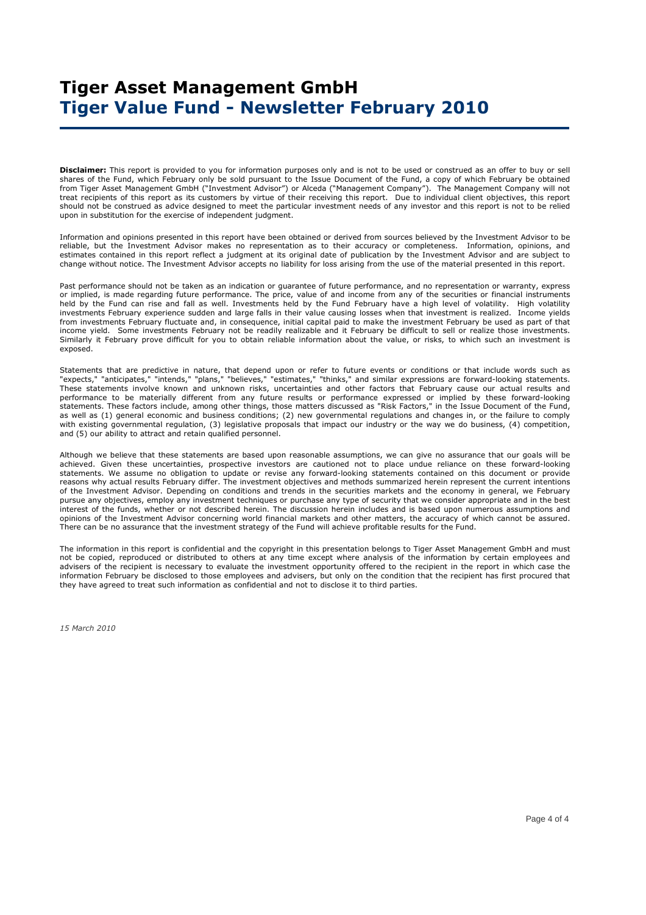# Tiger Asset Management GmbH
## Tiger Value Fund - Newsletter February 2010

**Disclaimer:** This report is provided to you for information purposes only and is not to be used or construed as an offer to buy or sell shares of the Fund, which February only be sold pursuant to the Issue Document of the Fund, a copy of which February be obtained from Tiger Asset Management GmbH ("Investment Advisor") or Alceda ("Management Company"). The Management Company will not treat recipients of this report as its customers by virtue of their receiving this report. Due to individual client objectives, this report should not be construed as advice designed to meet the particular investment needs of any investor and this report is not to be relied upon in substitution for the exercise of independent judgment.

Information and opinions presented in this report have been obtained or derived from sources believed by the Investment Advisor to be reliable, but the Investment Advisor makes no representation as to their accuracy or completeness. Information, opinions, and estimates contained in this report reflect a judgment at its original date of publication by the Investment Advisor and are subject to change without notice. The Investment Advisor accepts no liability for loss arising from the use of the material presented in this report.

Past performance should not be taken as an indication or guarantee of future performance, and no representation or warranty, express or implied, is made regarding future performance. The price, value of and income from any of the securities or financial instruments held by the Fund can rise and fall as well. Investments held by the Fund February have a high level of volatility. High volatility investments February experience sudden and large falls in their value causing losses when that investment is realized. Income yields from investments February fluctuate and, in consequence, initial capital paid to make the investment February be used as part of that income yield. Some investments February not be readily realizable and it February be difficult to sell or realize those investments. Similarly it February prove difficult for you to obtain reliable information about the value, or risks, to which such an investment is exposed.

Statements that are predictive in nature, that depend upon or refer to future events or conditions or that include words such as "expects," "anticipates," "intends," "plans," "believes," "estimates," "thinks," and similar expressions are forward-looking statements. These statements involve known and unknown risks, uncertainties and other factors that February cause our actual results and performance to be materially different from any future results or performance expressed or implied by these forward-looking statements. These factors include, among other things, those matters discussed as "Risk Factors," in the Issue Document of the Fund, as well as (1) general economic and business conditions; (2) new governmental regulations and changes in, or the failure to comply with existing governmental regulation, (3) legislative proposals that impact our industry or the way we do business, (4) competition, and (5) our ability to attract and retain qualified personnel.

Although we believe that these statements are based upon reasonable assumptions, we can give no assurance that our goals will be achieved. Given these uncertainties, prospective investors are cautioned not to place undue reliance on these forward-looking statements. We assume no obligation to update or revise any forward-looking statements contained on this document or provide reasons why actual results February differ. The investment objectives and methods summarized herein represent the current intentions of the Investment Advisor. Depending on conditions and trends in the securities markets and the economy in general, we February pursue any objectives, employ any investment techniques or purchase any type of security that we consider appropriate and in the best interest of the funds, whether or not described herein. The discussion herein includes and is based upon numerous assumptions and opinions of the Investment Advisor concerning world financial markets and other matters, the accuracy of which cannot be assured. There can be no assurance that the investment strategy of the Fund will achieve profitable results for the Fund.

The information in this report is confidential and the copyright in this presentation belongs to Tiger Asset Management GmbH and must not be copied, reproduced or distributed to others at any time except where analysis of the information by certain employees and advisers of the recipient is necessary to evaluate the investment opportunity offered to the recipient in the report in which case the information February be disclosed to those employees and advisers, but only on the condition that the recipient has first procured that they have agreed to treat such information as confidential and not to disclose it to third parties.

*15 March 2010*